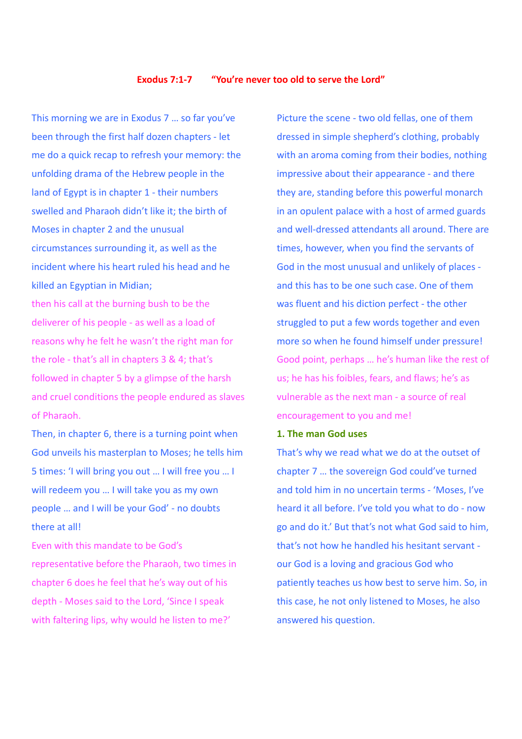**Exodus 7:1-7 "You're never too old to serve the Lord"**

This morning we are in Exodus 7 … so far you've been through the first half dozen chapters - let me do a quick recap to refresh your memory: the unfolding drama of the Hebrew people in the land of Egypt is in chapter 1 - their numbers swelled and Pharaoh didn't like it; the birth of Moses in chapter 2 and the unusual circumstances surrounding it, as well as the incident where his heart ruled his head and he killed an Egyptian in Midian;

then his call at the burning bush to be the deliverer of his people - as well as a load of reasons why he felt he wasn't the right man for the role - that's all in chapters 3 & 4; that's followed in chapter 5 by a glimpse of the harsh and cruel conditions the people endured as slaves of Pharaoh.

Then, in chapter 6, there is a turning point when God unveils his masterplan to Moses; he tells him 5 times: 'I will bring you out … I will free you … I will redeem you … I will take you as my own people … and I will be your God' - no doubts there at all!

Even with this mandate to be God's representative before the Pharaoh, two times in chapter 6 does he feel that he's way out of his depth - Moses said to the Lord, 'Since I speak with faltering lips, why would he listen to me?'

Picture the scene - two old fellas, one of them dressed in simple shepherd's clothing, probably with an aroma coming from their bodies, nothing impressive about their appearance - and there they are, standing before this powerful monarch in an opulent palace with a host of armed guards and well-dressed attendants all around. There are times, however, when you find the servants of God in the most unusual and unlikely of places - and this has to be one such case. One of them was fluent and his diction perfect - the other struggled to put a few words together and even more so when he found himself under pressure!

Good point, perhaps … he's human like the rest of us; he has his foibles, fears, and flaws; he's as vulnerable as the next man - a source of real encouragement to you and me!

**1. The man God uses**

That's why we read what we do at the outset of chapter 7 … the sovereign God could've turned and told him in no uncertain terms - 'Moses, I've heard it all before. I've told you what to do - now go and do it.' But that's not what God said to him, that's not how he handled his hesitant servant - our God is a loving and gracious God who patiently teaches us how best to serve him. So, in this case, he not only listened to Moses, he also answered his question.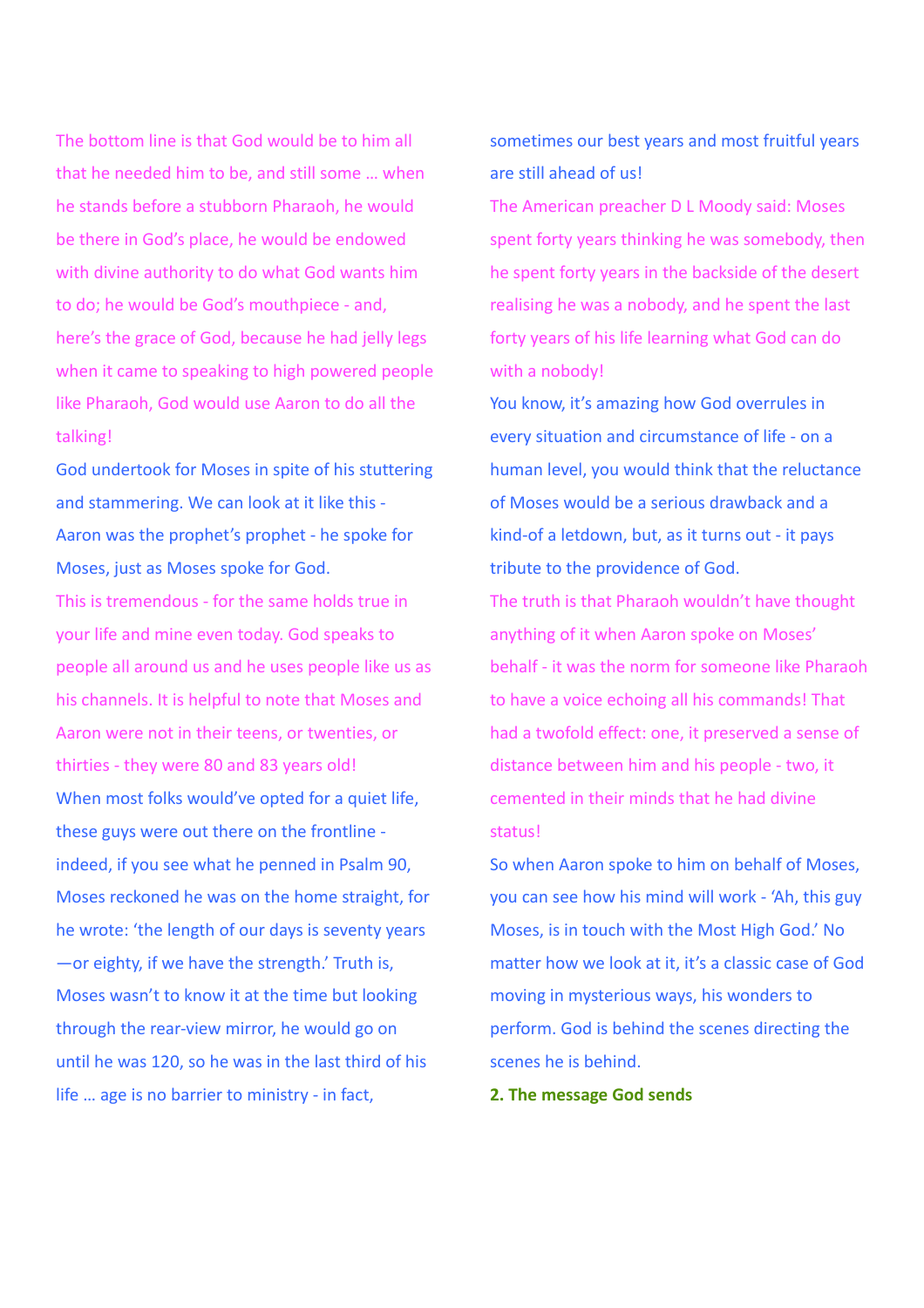The bottom line is that God would be to him all that he needed him to be, and still some … when he stands before a stubborn Pharaoh, he would be there in God's place, he would be endowed with divine authority to do what God wants him to do; he would be God's mouthpiece - and, here's the grace of God, because he had jelly legs when it came to speaking to high powered people like Pharaoh, God would use Aaron to do all the talking!

God undertook for Moses in spite of his stuttering and stammering. We can look at it like this - Aaron was the prophet's prophet - he spoke for Moses, just as Moses spoke for God.

This is tremendous - for the same holds true in your life and mine even today. God speaks to people all around us and he uses people like us as his channels. It is helpful to note that Moses and Aaron were not in their teens, or twenties, or thirties - they were 80 and 83 years old!

When most folks would've opted for a quiet life, these guys were out there on the frontline - indeed, if you see what he penned in Psalm 90, Moses reckoned he was on the home straight, for he wrote: 'the length of our days is seventy years—or eighty, if we have the strength.' Truth is, Moses wasn't to know it at the time but looking through the rear-view mirror, he would go on until he was 120, so he was in the last third of his life … age is no barrier to ministry - in fact, sometimes our best years and most fruitful years are still ahead of us!

The American preacher D L Moody said: Moses spent forty years thinking he was somebody, then he spent forty years in the backside of the desert realising he was a nobody, and he spent the last forty years of his life learning what God can do with a nobody!

You know, it's amazing how God overrules in every situation and circumstance of life - on a human level, you would think that the reluctance of Moses would be a serious drawback and a kind-of a letdown, but, as it turns out - it pays tribute to the providence of God.

The truth is that Pharaoh wouldn't have thought anything of it when Aaron spoke on Moses' behalf - it was the norm for someone like Pharaoh to have a voice echoing all his commands! That had a twofold effect: one, it preserved a sense of distance between him and his people - two, it cemented in their minds that he had divine status!

So when Aaron spoke to him on behalf of Moses, you can see how his mind will work - 'Ah, this guy Moses, is in touch with the Most High God.' No matter how we look at it, it's a classic case of God moving in mysterious ways, his wonders to perform. God is behind the scenes directing the scenes he is behind.

**2. The message God sends**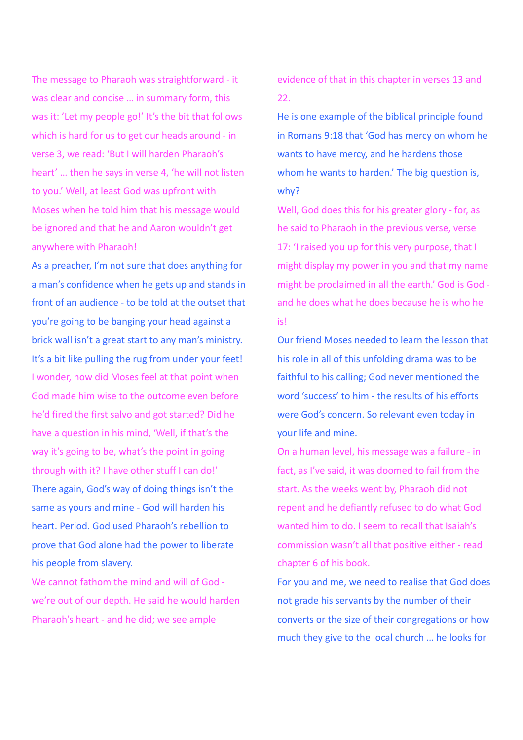The message to Pharaoh was straightforward - it was clear and concise … in summary form, this was it: 'Let my people go!' It's the bit that follows which is hard for us to get our heads around - in verse 3, we read: 'But I will harden Pharaoh's heart' … then he says in verse 4, 'he will not listen to you.' Well, at least God was upfront with Moses when he told him that his message would be ignored and that he and Aaron wouldn't get anywhere with Pharaoh!

As a preacher, I'm not sure that does anything for a man's confidence when he gets up and stands in front of an audience - to be told at the outset that you're going to be banging your head against a brick wall isn't a great start to any man's ministry. It's a bit like pulling the rug from under your feet!

I wonder, how did Moses feel at that point when God made him wise to the outcome even before he'd fired the first salvo and got started? Did he have a question in his mind, 'Well, if that's the way it's going to be, what's the point in going through with it? I have other stuff I can do!'

There again, God's way of doing things isn't the same as yours and mine - God will harden his heart. Period. God used Pharaoh's rebellion to prove that God alone had the power to liberate his people from slavery.

We cannot fathom the mind and will of God - we're out of our depth. He said he would harden Pharaoh's heart - and he did; we see ample evidence of that in this chapter in verses 13 and 22.

He is one example of the biblical principle found in Romans 9:18 that 'God has mercy on whom he wants to have mercy, and he hardens those whom he wants to harden.' The big question is, why?

Well, God does this for his greater glory - for, as he said to Pharaoh in the previous verse, verse 17: 'I raised you up for this very purpose, that I might display my power in you and that my name might be proclaimed in all the earth.' God is God - and he does what he does because he is who he is!

Our friend Moses needed to learn the lesson that his role in all of this unfolding drama was to be faithful to his calling; God never mentioned the word 'success' to him - the results of his efforts were God's concern. So relevant even today in your life and mine.

On a human level, his message was a failure - in fact, as I've said, it was doomed to fail from the start. As the weeks went by, Pharaoh did not repent and he defiantly refused to do what God wanted him to do. I seem to recall that Isaiah's commission wasn't all that positive either - read chapter 6 of his book.

For you and me, we need to realise that God does not grade his servants by the number of their converts or the size of their congregations or how much they give to the local church … he looks for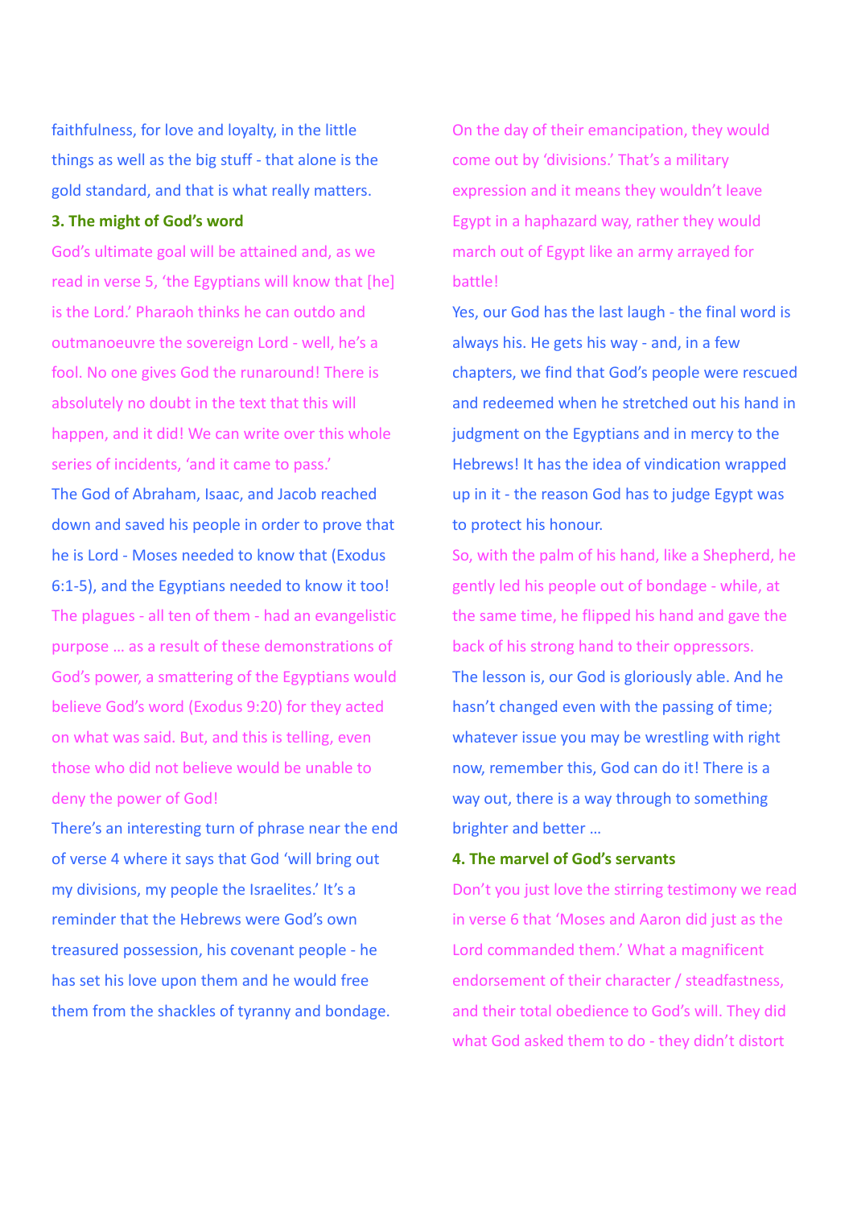faithfulness, for love and loyalty, in the little things as well as the big stuff - that alone is the gold standard, and that is what really matters.

**3. The might of God's word**

God's ultimate goal will be attained and, as we read in verse 5, 'the Egyptians will know that [he] is the Lord.' Pharaoh thinks he can outdo and outmanoeuvre the sovereign Lord - well, he's a fool. No one gives God the runaround! There is absolutely no doubt in the text that this will happen, and it did! We can write over this whole series of incidents, 'and it came to pass.'

The God of Abraham, Isaac, and Jacob reached down and saved his people in order to prove that he is Lord - Moses needed to know that (Exodus 6:1-5), and the Egyptians needed to know it too! The plagues - all ten of them - had an evangelistic purpose … as a result of these demonstrations of God's power, a smattering of the Egyptians would believe God's word (Exodus 9:20) for they acted on what was said. But, and this is telling, even those who did not believe would be unable to deny the power of God!

There's an interesting turn of phrase near the end of verse 4 where it says that God 'will bring out my divisions, my people the Israelites.' It's a reminder that the Hebrews were God's own treasured possession, his covenant people - he has set his love upon them and he would free them from the shackles of tyranny and bondage.

On the day of their emancipation, they would come out by 'divisions.' That's a military expression and it means they wouldn't leave Egypt in a haphazard way, rather they would march out of Egypt like an army arrayed for battle!

Yes, our God has the last laugh - the final word is always his. He gets his way - and, in a few chapters, we find that God's people were rescued and redeemed when he stretched out his hand in judgment on the Egyptians and in mercy to the Hebrews! It has the idea of vindication wrapped up in it - the reason God has to judge Egypt was to protect his honour.

So, with the palm of his hand, like a Shepherd, he gently led his people out of bondage - while, at the same time, he flipped his hand and gave the back of his strong hand to their oppressors.

The lesson is, our God is gloriously able. And he hasn't changed even with the passing of time; whatever issue you may be wrestling with right now, remember this, God can do it! There is a way out, there is a way through to something brighter and better …

**4. The marvel of God's servants**

Don't you just love the stirring testimony we read in verse 6 that 'Moses and Aaron did just as the Lord commanded them.' What a magnificent endorsement of their character / steadfastness, and their total obedience to God's will. They did what God asked them to do - they didn't distort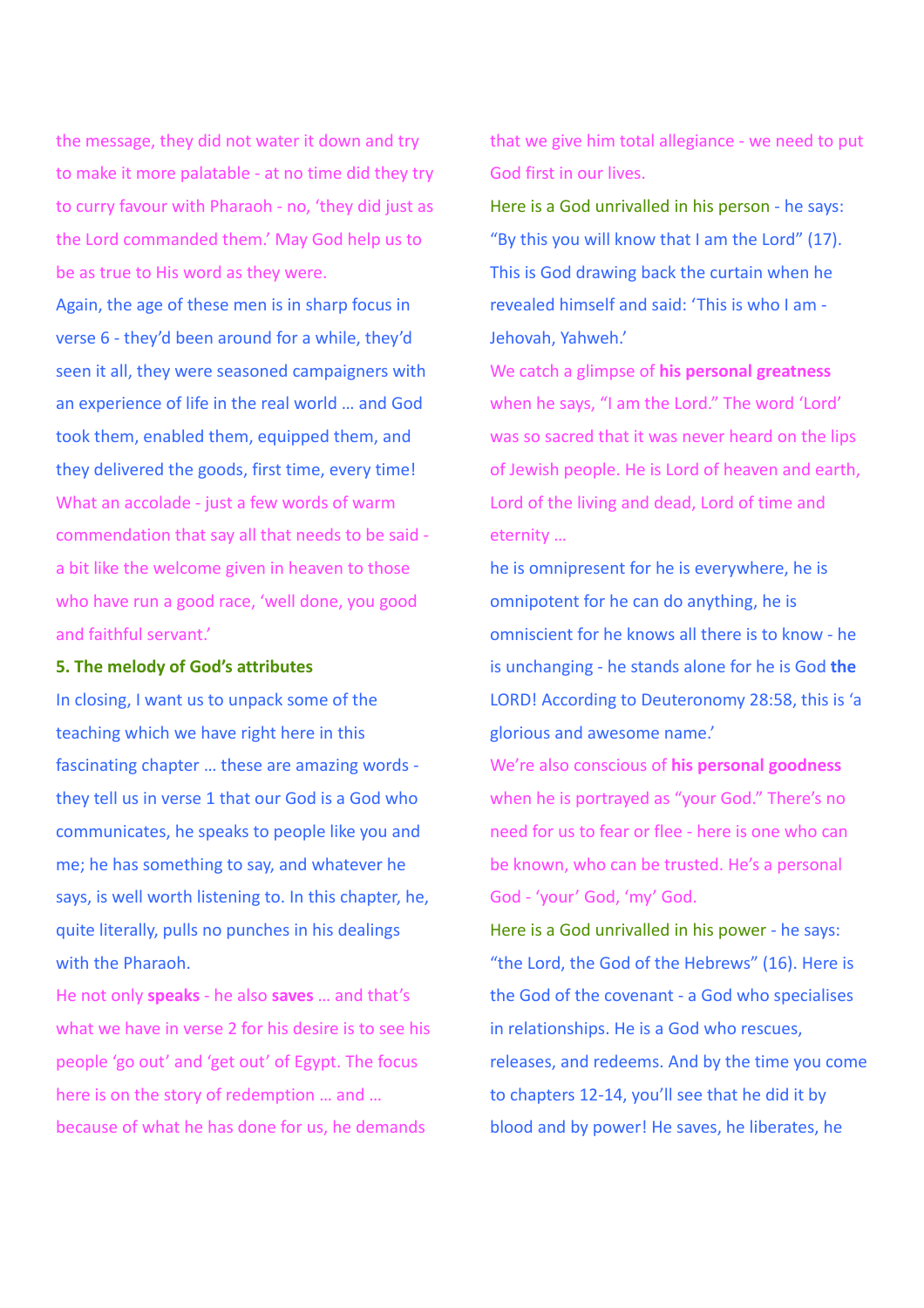the message, they did not water it down and try to make it more palatable - at no time did they try to curry favour with Pharaoh - no, 'they did just as the Lord commanded them.' May God help us to be as true to His word as they were.

Again, the age of these men is in sharp focus in verse 6 - they'd been around for a while, they'd seen it all, they were seasoned campaigners with an experience of life in the real world … and God took them, enabled them, equipped them, and they delivered the goods, first time, every time!

What an accolade - just a few words of warm commendation that say all that needs to be said - a bit like the welcome given in heaven to those who have run a good race, 'well done, you good and faithful servant.'

**5. The melody of God's attributes**

In closing, I want us to unpack some of the teaching which we have right here in this fascinating chapter … these are amazing words - they tell us in verse 1 that our God is a God who communicates, he speaks to people like you and me; he has something to say, and whatever he says, is well worth listening to. In this chapter, he, quite literally, pulls no punches in his dealings with the Pharaoh.

He not only **speaks** - he also **saves** … and that's what we have in verse 2 for his desire is to see his people 'go out' and 'get out' of Egypt. The focus here is on the story of redemption … and … because of what he has done for us, he demands that we give him total allegiance - we need to put God first in our lives.

Here is a God unrivalled in his person - he says: "By this you will know that I am the Lord" (17). This is God drawing back the curtain when he revealed himself and said: 'This is who I am - Jehovah, Yahweh.'

We catch a glimpse of **his personal greatness** when he says, "I am the Lord." The word 'Lord' was so sacred that it was never heard on the lips of Jewish people. He is Lord of heaven and earth, Lord of the living and dead, Lord of time and eternity …

he is omnipresent for he is everywhere, he is omnipotent for he can do anything, he is omniscient for he knows all there is to know - he is unchanging - he stands alone for he is God **the** LORD! According to Deuteronomy 28:58, this is 'a glorious and awesome name.'

We're also conscious of **his personal goodness** when he is portrayed as "your God." There's no need for us to fear or flee - here is one who can be known, who can be trusted. He's a personal God - 'your' God, 'my' God.

Here is a God unrivalled in his power - he says: "the Lord, the God of the Hebrews" (16). Here is the God of the covenant - a God who specialises in relationships. He is a God who rescues, releases, and redeems. And by the time you come to chapters 12-14, you'll see that he did it by blood and by power! He saves, he liberates, he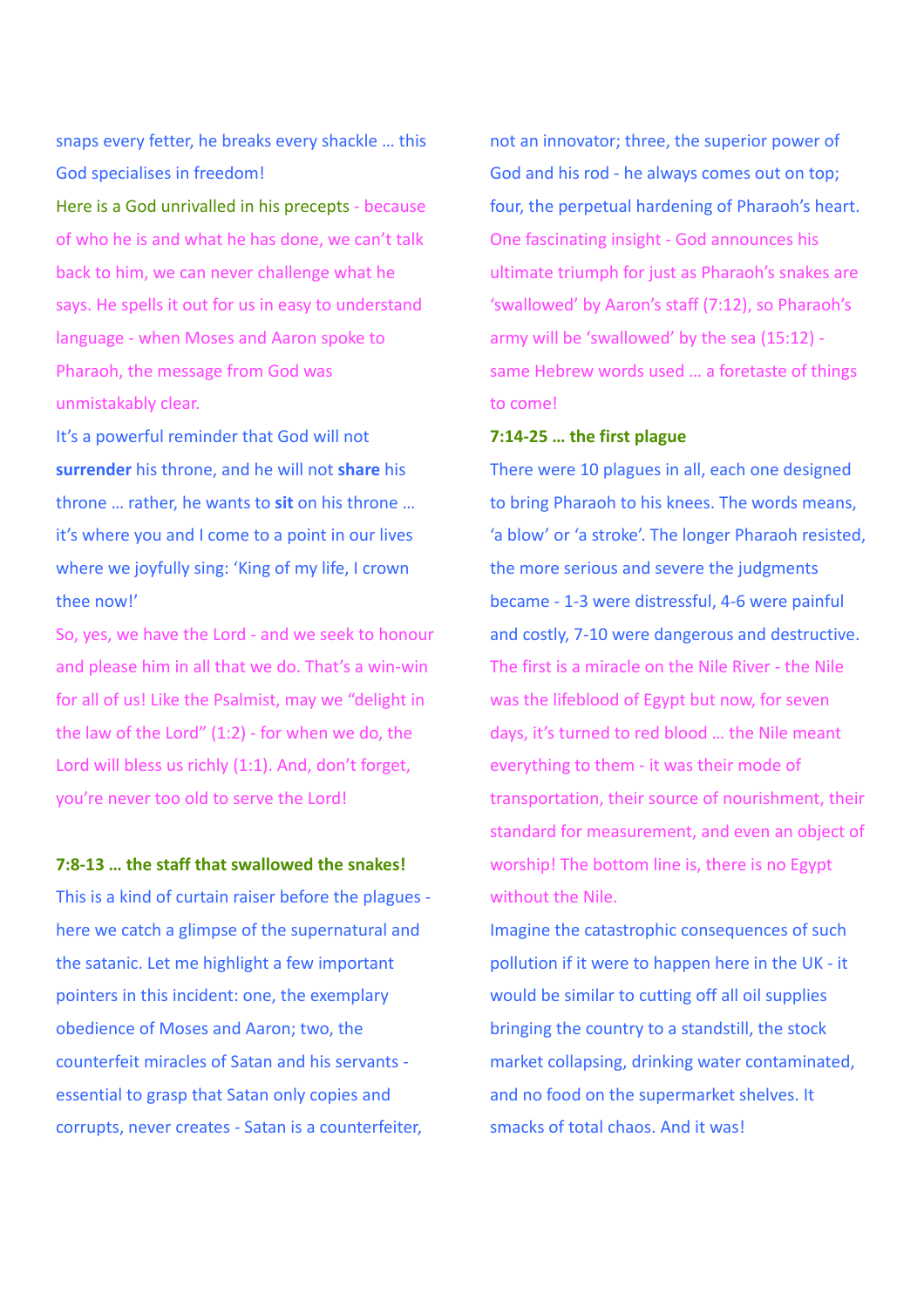snaps every fetter, he breaks every shackle … this God specialises in freedom!

Here is a God unrivalled in his precepts - because of who he is and what he has done, we can't talk back to him, we can never challenge what he says. He spells it out for us in easy to understand language - when Moses and Aaron spoke to Pharaoh, the message from God was unmistakably clear.

It's a powerful reminder that God will not **surrender** his throne, and he will not **share** his throne … rather, he wants to **sit** on his throne … it's where you and I come to a point in our lives where we joyfully sing: 'King of my life, I crown thee now!'

So, yes, we have the Lord - and we seek to honour and please him in all that we do. That's a win-win for all of us! Like the Psalmist, may we "delight in the law of the Lord" (1:2) - for when we do, the Lord will bless us richly (1:1). And, don't forget, you're never too old to serve the Lord!

**7:8-13 … the staff that swallowed the snakes!**

This is a kind of curtain raiser before the plagues - here we catch a glimpse of the supernatural and the satanic. Let me highlight a few important pointers in this incident: one, the exemplary obedience of Moses and Aaron; two, the counterfeit miracles of Satan and his servants - essential to grasp that Satan only copies and corrupts, never creates - Satan is a counterfeiter, not an innovator; three, the superior power of God and his rod - he always comes out on top; four, the perpetual hardening of Pharaoh's heart. One fascinating insight - God announces his ultimate triumph for just as Pharaoh's snakes are 'swallowed' by Aaron's staff (7:12), so Pharaoh's army will be 'swallowed' by the sea (15:12) - same Hebrew words used … a foretaste of things to come!

**7:14-25 … the first plague**

There were 10 plagues in all, each one designed to bring Pharaoh to his knees. The words means, 'a blow' or 'a stroke'. The longer Pharaoh resisted, the more serious and severe the judgments became - 1-3 were distressful, 4-6 were painful and costly, 7-10 were dangerous and destructive. The first is a miracle on the Nile River - the Nile was the lifeblood of Egypt but now, for seven days, it's turned to red blood … the Nile meant everything to them - it was their mode of transportation, their source of nourishment, their standard for measurement, and even an object of worship! The bottom line is, there is no Egypt without the Nile.

Imagine the catastrophic consequences of such pollution if it were to happen here in the UK - it would be similar to cutting off all oil supplies bringing the country to a standstill, the stock market collapsing, drinking water contaminated, and no food on the supermarket shelves. It smacks of total chaos. And it was!